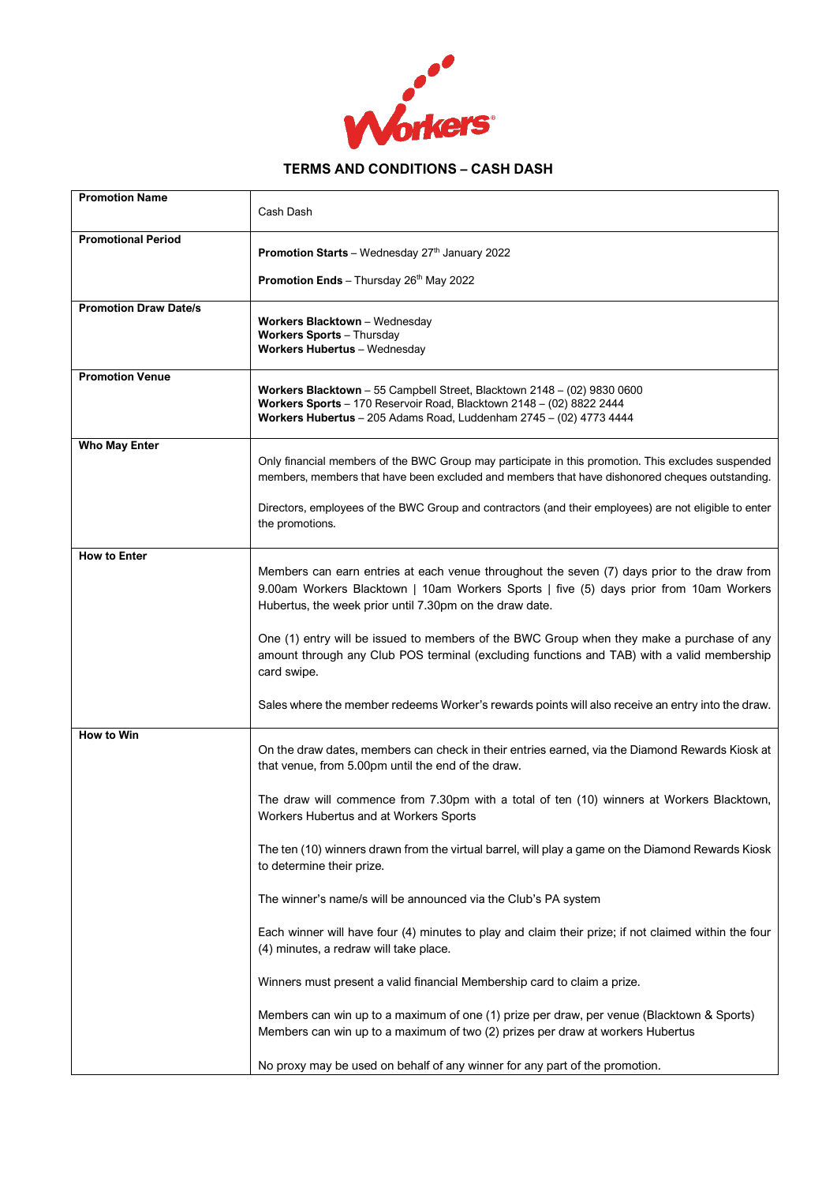# TERMS AND CONDITIONS – CASH DASH

| | |
|---|---|
| **Promotion Name** | Cash Dash |
| **Promotional Period** | **Promotion Starts** – Wednesday 27th January 2022<br><br>**Promotion Ends** – Thursday 26th May 2022 |
| **Promotion Draw Date/s** | **Workers Blacktown** – Wednesday<br>**Workers Sports** – Thursday<br>**Workers Hubertus** – Wednesday |
| **Promotion Venue** | **Workers Blacktown** – 55 Campbell Street, Blacktown 2148 – (02) 9830 0600<br>**Workers Sports** – 170 Reservoir Road, Blacktown 2148 – (02) 8822 2444<br>**Workers Hubertus** – 205 Adams Road, Luddenham 2745 – (02) 4773 4444 |
| **Who May Enter** | Only financial members of the BWC Group may participate in this promotion. This excludes suspended members, members that have been excluded and members that have dishonored cheques outstanding.<br><br>Directors, employees of the BWC Group and contractors (and their employees) are not eligible to enter the promotions. |
| **How to Enter** | Members can earn entries at each venue throughout the seven (7) days prior to the draw from 9.00am Workers Blacktown \| 10am Workers Sports \| five (5) days prior from 10am Workers Hubertus, the week prior until 7.30pm on the draw date.<br><br>One (1) entry will be issued to members of the BWC Group when they make a purchase of any amount through any Club POS terminal (excluding functions and TAB) with a valid membership card swipe.<br><br>Sales where the member redeems Worker's rewards points will also receive an entry into the draw. |
| **How to Win** | On the draw dates, members can check in their entries earned, via the Diamond Rewards Kiosk at that venue, from 5.00pm until the end of the draw.<br><br>The draw will commence from 7.30pm with a total of ten (10) winners at Workers Blacktown, Workers Hubertus and at Workers Sports<br><br>The ten (10) winners drawn from the virtual barrel, will play a game on the Diamond Rewards Kiosk to determine their prize.<br><br>The winner's name/s will be announced via the Club's PA system<br><br>Each winner will have four (4) minutes to play and claim their prize; if not claimed within the four (4) minutes, a redraw will take place.<br><br>Winners must present a valid financial Membership card to claim a prize.<br><br>Members can win up to a maximum of one (1) prize per draw, per venue (Blacktown & Sports)<br>Members can win up to a maximum of two (2) prizes per draw at workers Hubertus<br><br>No proxy may be used on behalf of any winner for any part of the promotion. |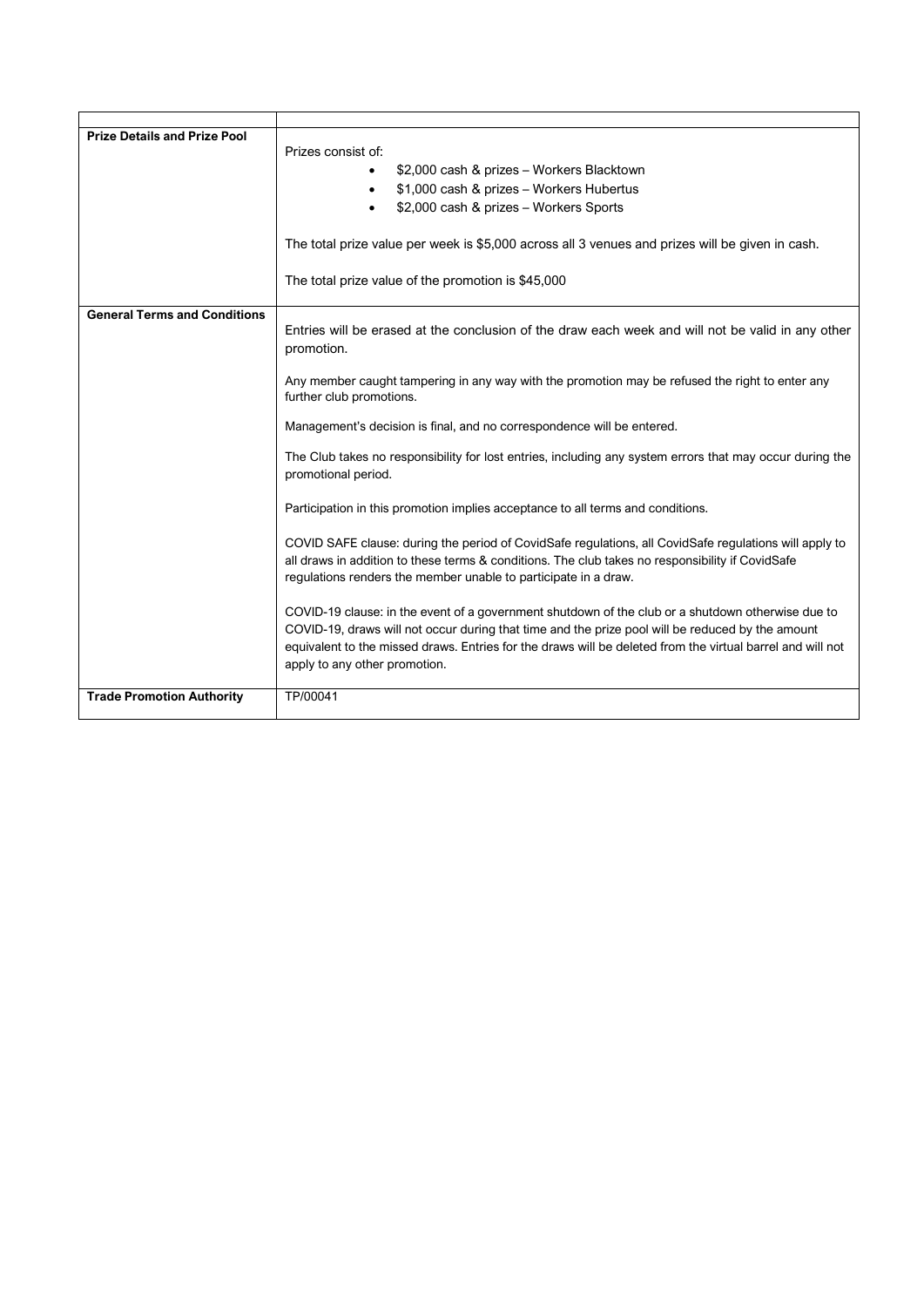| | |
|---|---|
| **Prize Details and Prize Pool** | Prizes consist of:<br>• $2,000 cash & prizes – Workers Blacktown<br>• $1,000 cash & prizes – Workers Hubertus<br>• $2,000 cash & prizes – Workers Sports<br><br>The total prize value per week is $5,000 across all 3 venues and prizes will be given in cash.<br><br>The total prize value of the promotion is $45,000 |
| **General Terms and Conditions** | Entries will be erased at the conclusion of the draw each week and will not be valid in any other promotion.<br><br>Any member caught tampering in any way with the promotion may be refused the right to enter any further club promotions.<br><br>Management's decision is final, and no correspondence will be entered.<br><br>The Club takes no responsibility for lost entries, including any system errors that may occur during the promotional period.<br><br>Participation in this promotion implies acceptance to all terms and conditions.<br><br>COVID SAFE clause: during the period of CovidSafe regulations, all CovidSafe regulations will apply to all draws in addition to these terms & conditions. The club takes no responsibility if CovidSafe regulations renders the member unable to participate in a draw.<br><br>COVID-19 clause: in the event of a government shutdown of the club or a shutdown otherwise due to COVID-19, draws will not occur during that time and the prize pool will be reduced by the amount equivalent to the missed draws. Entries for the draws will be deleted from the virtual barrel and will not apply to any other promotion. |
| **Trade Promotion Authority** | TP/00041 |